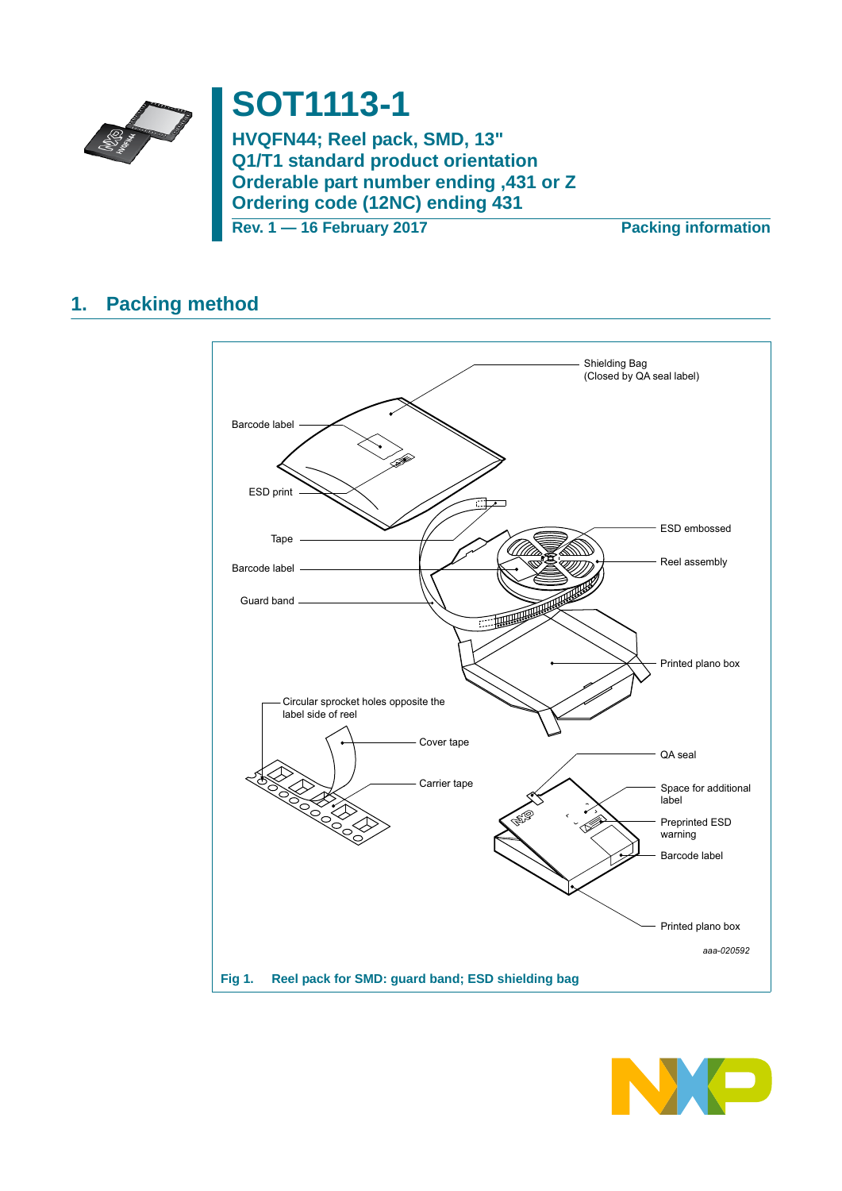# SOT1113-1

## HVQFN44; Reel pack, SMD, 13"
## Q1/T1 standard product orientation
## Orderable part number ending ,431 or Z
## Ordering code (12NC) ending 431

**Rev. 1 — 16 February 2017** **Packing information**

## 1. Packing method

Shielding Bag (Closed by QA seal label)

Barcode label

ESD print

Tape

Barcode label

Guard band

ESD embossed

Reel assembly

Printed plano box

Circular sprocket holes opposite the label side of reel

Cover tape

Carrier tape

QA seal

Space for additional label

Preprinted ESD warning

Barcode label

Printed plano box

*aaa-020592*

**Fig 1. Reel pack for SMD: guard band; ESD shielding bag**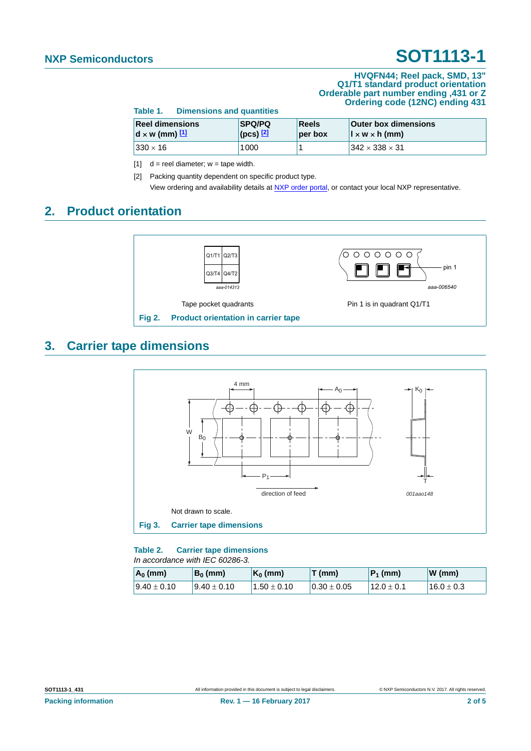HVQFN44; Reel pack, SMD, 13"
Q1/T1 standard product orientation
Orderable part number ending ,431 or Z
Ordering code (12NC) ending 431

**Table 1. Dimensions and quantities**

| Reel dimensions d × w (mm) [1] | SPQ/PQ (pcs) [2] | Reels per box | Outer box dimensions l × w × h (mm) |
|---|---|---|---|
| 330 × 16 | 1000 | 1 | 342 × 338 × 31 |

[1] d = reel diameter; w = tape width.

[2] Packing quantity dependent on specific product type.
View ordering and availability details at NXP order portal, or contact your local NXP representative.

## 2. Product orientation

Tape pocket quadrants

Pin 1 is in quadrant Q1/T1

**Fig 2. Product orientation in carrier tape**

## 3. Carrier tape dimensions

Not drawn to scale.

**Fig 3. Carrier tape dimensions**

**Table 2. Carrier tape dimensions**

*In accordance with IEC 60286-3.*

| $A_0$ (mm) | $B_0$ (mm) | $K_0$ (mm) | T (mm) | $P_1$ (mm) | W (mm) |
|---|---|---|---|---|---|
| 9.40 ± 0.10 | 9.40 ± 0.10 | 1.50 ± 0.10 | 0.30 ± 0.05 | 12.0 ± 0.1 | 16.0 ± 0.3 |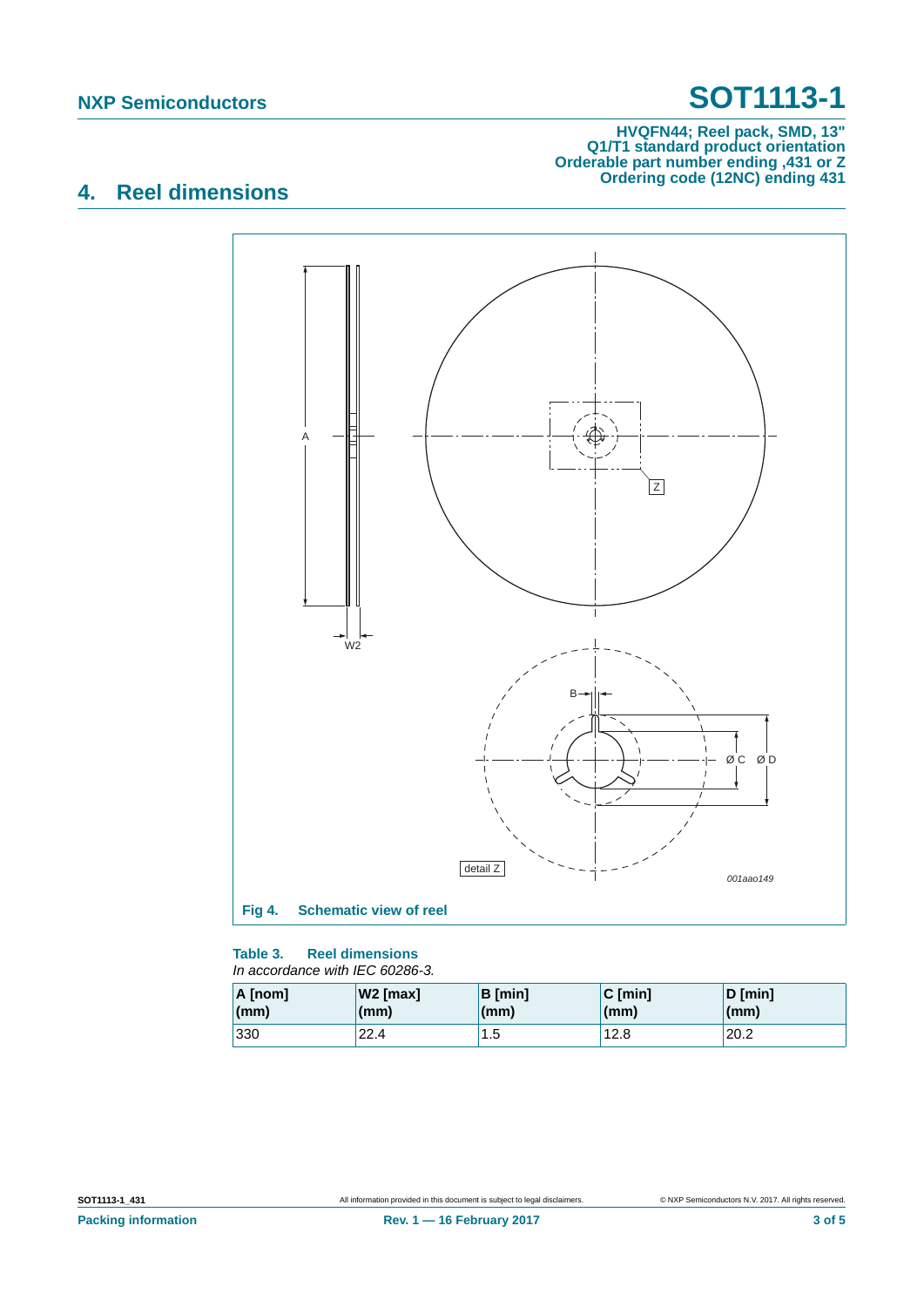## 4. Reel dimensions

Fig 4. Schematic view of reel

**Table 3. Reel dimensions**

*In accordance with IEC 60286-3.*

| A [nom] (mm) | W2 [max] (mm) | B [min] (mm) | C [min] (mm) | D [min] (mm) |
|---|---|---|---|---|
| 330 | 22.4 | 1.5 | 12.8 | 20.2 |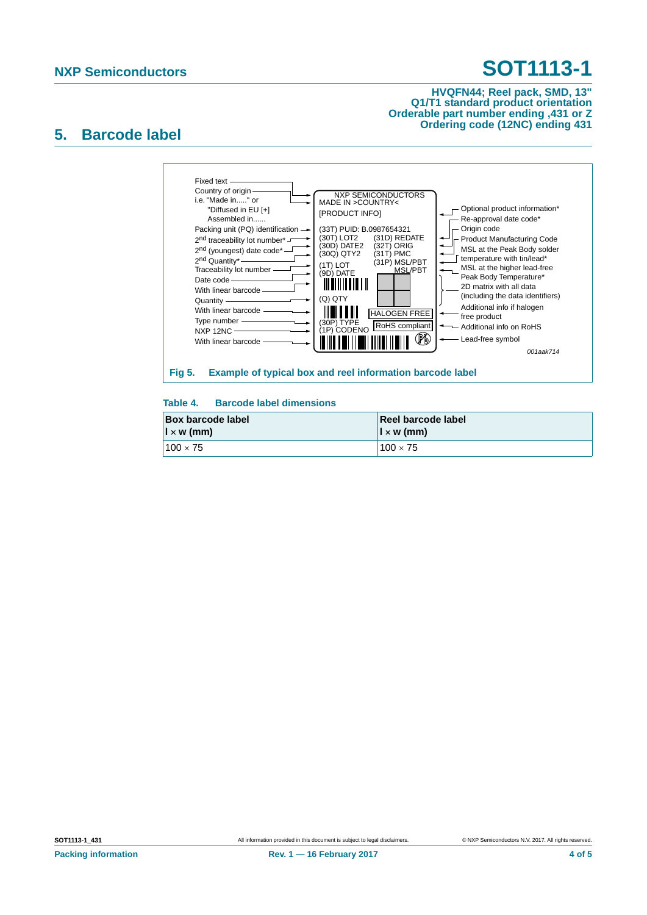## 5. Barcode label

Fig 5. Example of typical box and reel information barcode label

**Table 4. Barcode label dimensions**

| Box barcode label<br>l × w (mm) | Reel barcode label<br>l × w (mm) |
|---|---|
| 100 × 75 | 100 × 75 |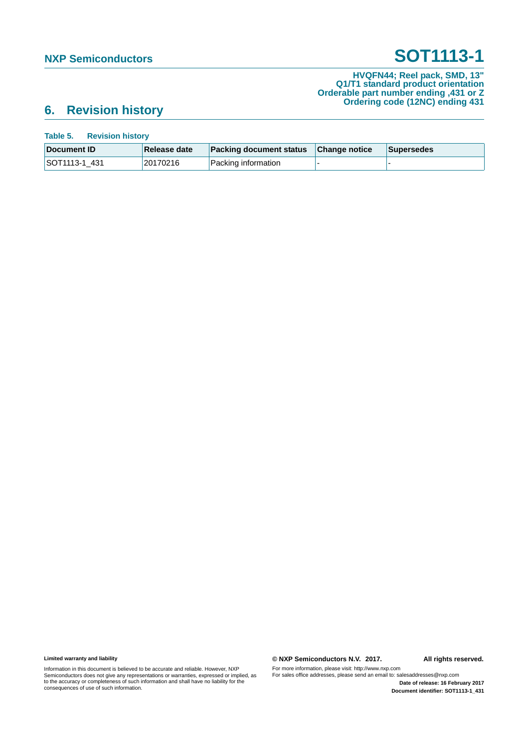## 6. Revision history

**Table 5. Revision history**

| Document ID | Release date | Packing document status | Change notice | Supersedes |
|---|---|---|---|---|
| SOT1113-1_431 | 20170216 | Packing information | - | - |

**Limited warranty and liability**

Information in this document is believed to be accurate and reliable. However, NXP Semiconductors does not give any representations or warranties, expressed or implied, as to the accuracy or completeness of such information and shall have no liability for the consequences of use of such information.

**© NXP Semiconductors N.V. 2017. All rights reserved.**

For more information, please visit: http://www.nxp.com
For sales office addresses, please send an email to: salesaddresses@nxp.com

**Date of release: 16 February 2017**
**Document identifier: SOT1113-1_431**